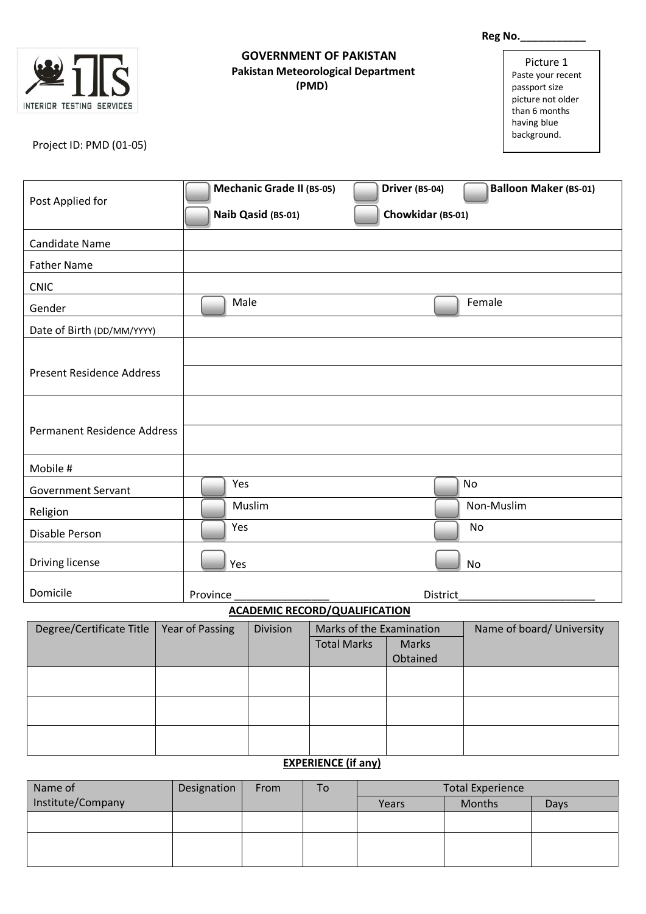Reg No.___________

INTERIOR TESTING SERVICES

# GOVERNMENT OF PAKISTAN

## Pakistan Meteorological Department (PMD)

Picture 1
Paste your recent passport size picture not older than 6 months having blue background.

Project ID: PMD (01-05)

| | |
|---|---|
| Post Applied for | ☐ **Mechanic Grade II (BS-05)** ☐ **Driver (BS-04)** ☐ **Balloon Maker (BS-01)** ☐ **Naib Qasid (BS-01)** ☐ **Chowkidar (BS-01)** |
| Candidate Name | |
| Father Name | |
| CNIC | |
| Gender | ☐ Male ☐ Female |
| Date of Birth (DD/MM/YYYY) | |
| Present Residence Address | |
| | |
| Permanent Residence Address | |
| | |
| Mobile # | |
| Government Servant | ☐ Yes ☐ No |
| Religion | ☐ Muslim ☐ Non-Muslim |
| Disable Person | ☐ Yes ☐ No |
| Driving license | ☐ Yes ☐ No |
| Domicile | Province ________________ District________________________ |

**ACADEMIC RECORD/QUALIFICATION**

| Degree/Certificate Title | Year of Passing | Division | Marks of the Examination | | Name of board/ University |
|---|---|---|---|---|---|
| | | | Total Marks | Marks Obtained | |
| | | | | | |
| | | | | | |
| | | | | | |

**EXPERIENCE (if any)**

| Name of Institute/Company | Designation | From | To | Total Experience | | |
|---|---|---|---|---|---|---|
| | | | | Years | Months | Days |
| | | | | | | |
| | | | | | | |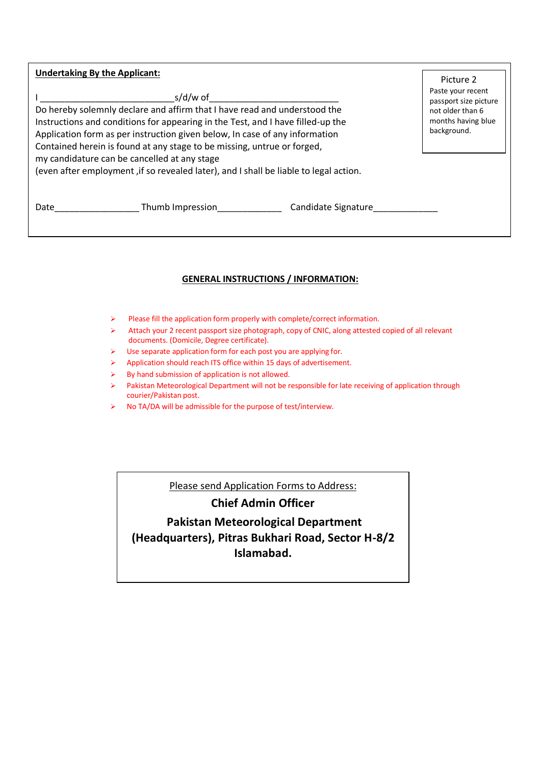**Undertaking By the Applicant:**

I ___________________________ s/d/w of__________________________
Do hereby solemnly declare and affirm that I have read and understood the Instructions and conditions for appearing in the Test, and I have filled-up the Application form as per instruction given below, In case of any information Contained herein is found at any stage to be missing, untrue or forged, my candidature can be cancelled at any stage (even after employment ,if so revealed later), and I shall be liable to legal action.

Picture 2
Paste your recent passport size picture not older than 6 months having blue background.

Date_________________ Thumb Impression_____________ Candidate Signature_____________

## GENERAL INSTRUCTIONS / INFORMATION:

- Please fill the application form properly with complete/correct information.
- Attach your 2 recent passport size photograph, copy of CNIC, along attested copied of all relevant documents. (Domicile, Degree certificate).
- Use separate application form for each post you are applying for.
- Application should reach ITS office within 15 days of advertisement.
- By hand submission of application is not allowed.
- Pakistan Meteorological Department will not be responsible for late receiving of application through courier/Pakistan post.
- No TA/DA will be admissible for the purpose of test/interview.

Please send Application Forms to Address:

**Chief Admin Officer**

**Pakistan Meteorological Department (Headquarters), Pitras Bukhari Road, Sector H-8/2 Islamabad.**